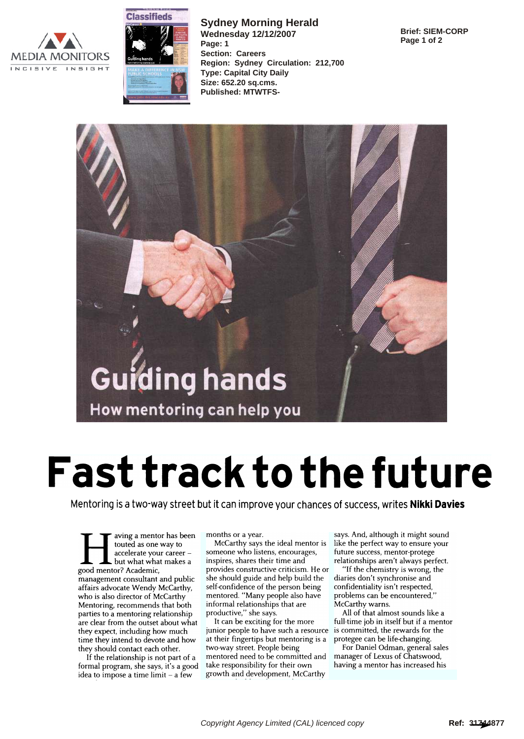**Sydney Morning Herald**
**Wednesday 12/12/2007**
**Page: 1**
**Section: Careers**
**Region: Sydney Circulation: 212,700**
**Type: Capital City Daily**
**Size: 652.20 sq.cms.**
**Published: MTWTFS-**

**Brief: SIEM-CORP**

Guiding hands

How mentoring can help you

# Fast track to the future

Mentoring is a two-way street but it can improve your chances of success, writes **Nikki Davies**

Having a mentor has been touted as one way to accelerate your career – but what what makes a good mentor? Academic, management consultant and public affairs advocate Wendy McCarthy, who is also director of McCarthy Mentoring, recommends that both parties to a mentoring relationship are clear from the outset about what they expect, including how much time they intend to devote and how they should contact each other.

If the relationship is not part of a formal program, she says, it's a good idea to impose a time limit – a few months or a year.

McCarthy says the ideal mentor is someone who listens, encourages, inspires, shares their time and provides constructive criticism. He or she should guide and help build the self-confidence of the person being mentored. "Many people also have informal relationships that are productive," she says.

It can be exciting for the more junior people to have such a resource at their fingertips but mentoring is a two-way street. People being mentored need to be committed and take responsibility for their own growth and development, McCarthy says. And, although it might sound like the perfect way to ensure your future success, mentor-protege relationships aren't always perfect.

"If the chemistry is wrong, the diaries don't synchronise and confidentiality isn't respected, problems can be encountered," McCarthy warns.

All of that almost sounds like a full-time job in itself but if a mentor is committed, the rewards for the protegee can be life-changing.

For Daniel Odman, general sales manager of Lexus of Chatswood, having a mentor has increased his

Copyright Agency Limited (CAL) licenced copy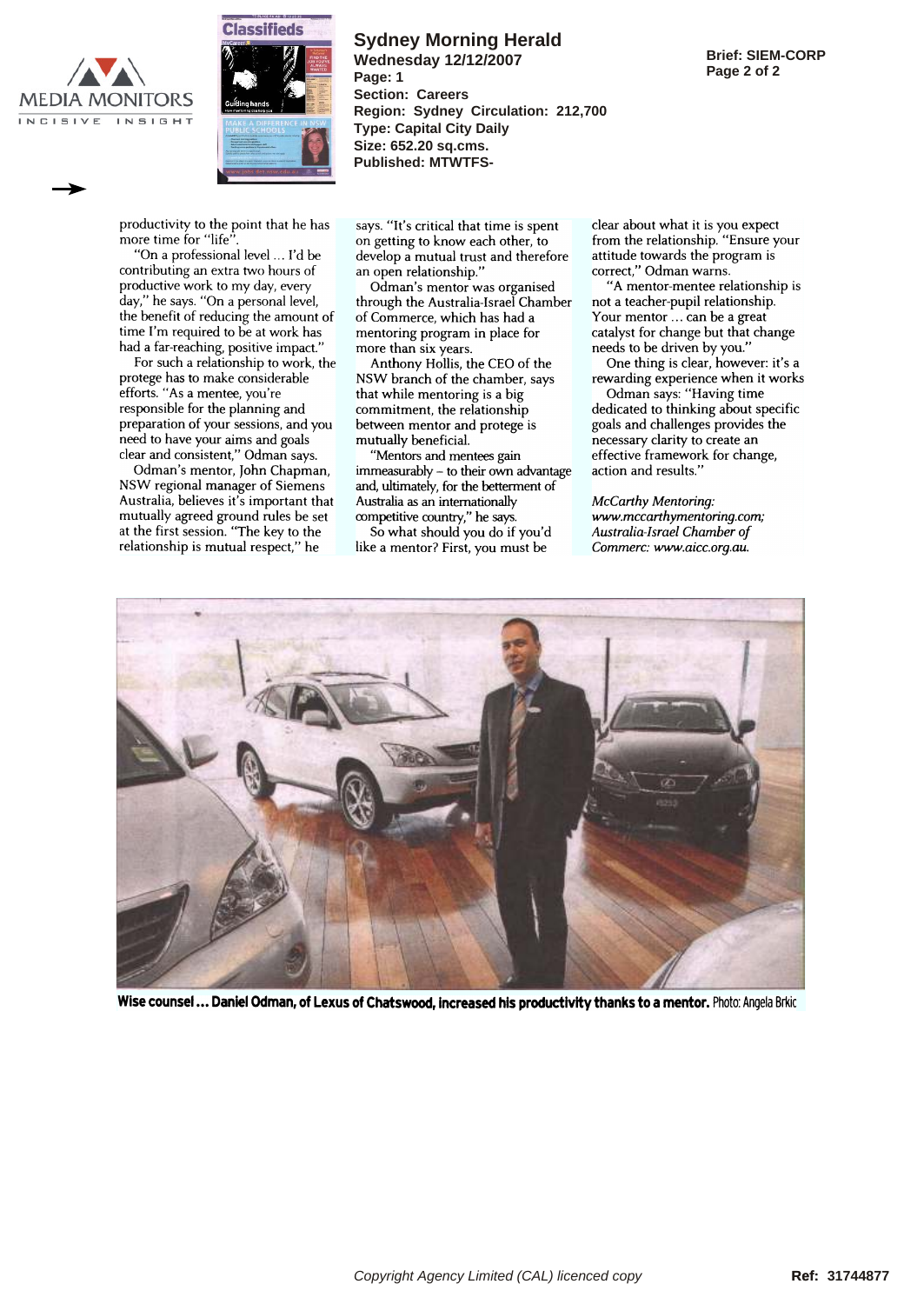**Sydney Morning Herald**
**Wednesday 12/12/2007**
**Page: 1**
**Section: Careers**
**Region: Sydney Circulation: 212,700**
**Type: Capital City Daily**
**Size: 652.20 sq.cms.**
**Published: MTWTFS-**

**Brief: SIEM-CORP**

productivity to the point that he has more time for "life".

"On a professional level … I'd be contributing an extra two hours of productive work to my day, every day," he says. "On a personal level, the benefit of reducing the amount of time I'm required to be at work has had a far-reaching, positive impact."

For such a relationship to work, the protege has to make considerable efforts. "As a mentee, you're responsible for the planning and preparation of your sessions, and you need to have your aims and goals clear and consistent," Odman says.

Odman's mentor, John Chapman, NSW regional manager of Siemens Australia, believes it's important that mutually agreed ground rules be set at the first session. "The key to the relationship is mutual respect," he says. "It's critical that time is spent on getting to know each other, to develop a mutual trust and therefore an open relationship."

Odman's mentor was organised through the Australia-Israel Chamber of Commerce, which has had a mentoring program in place for more than six years.

Anthony Hollis, the CEO of the NSW branch of the chamber, says that while mentoring is a big commitment, the relationship between mentor and protege is mutually beneficial.

"Mentors and mentees gain immeasurably – to their own advantage and, ultimately, for the betterment of Australia as an internationally competitive country," he says.

So what should you do if you'd like a mentor? First, you must be clear about what it is you expect from the relationship. "Ensure your attitude towards the program is correct," Odman warns.

"A mentor-mentee relationship is not a teacher-pupil relationship. Your mentor … can be a great catalyst for change but that change needs to be driven by you."

One thing is clear, however: it's a rewarding experience when it works

Odman says: "Having time dedicated to thinking about specific goals and challenges provides the necessary clarity to create an effective framework for change, action and results."

*McCarthy Mentoring: www.mccarthymentoring.com; Australia-Israel Chamber of Commerc: www.aicc.org.au.*

**Wise counsel … Daniel Odman, of Lexus of Chatswood, increased his productivity thanks to a mentor.** Photo: Angela Brkic

*Copyright Agency Limited (CAL) licenced copy*

**Ref: 31744877**